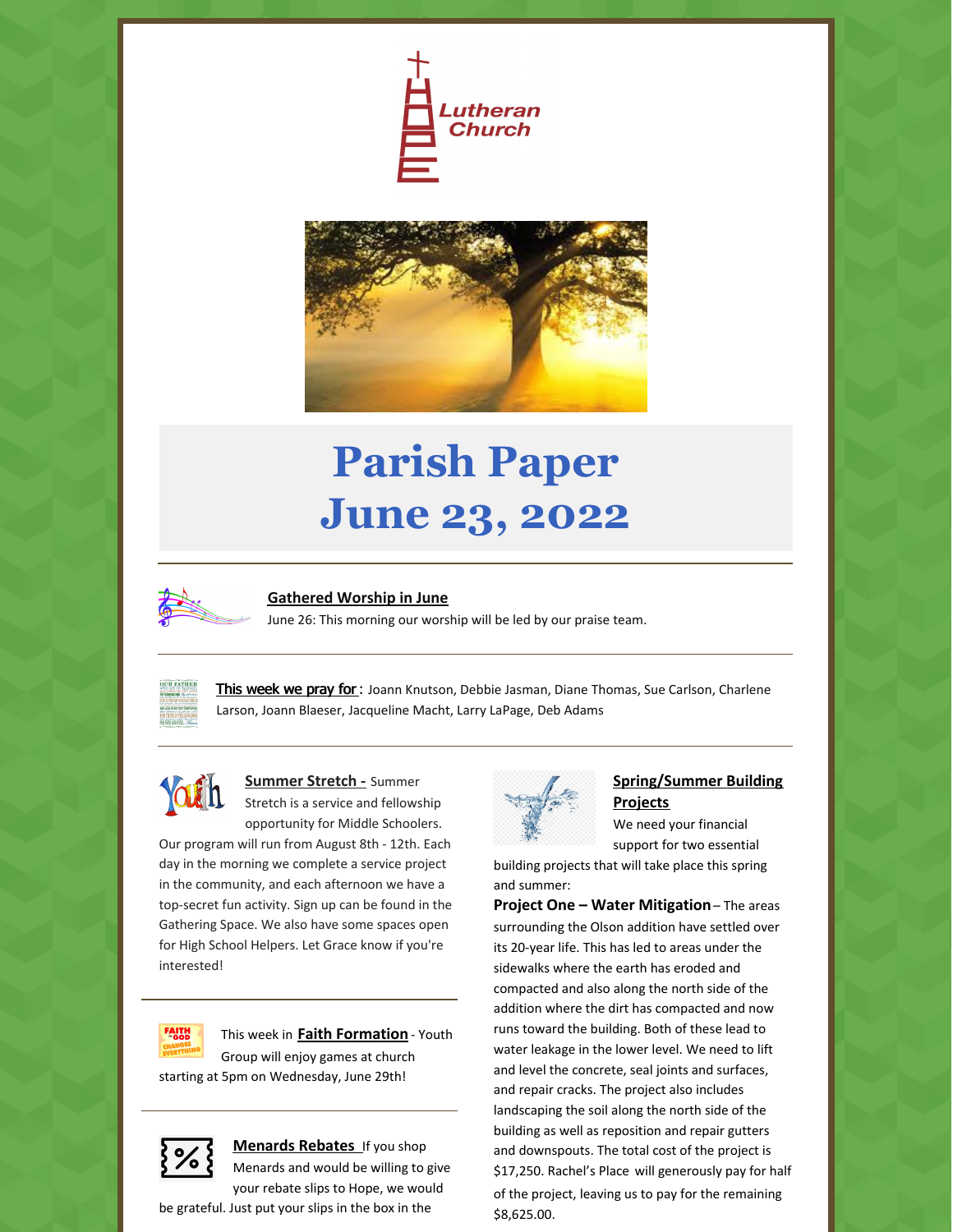Lutheran Church

# Parish Paper
# June 23, 2022

**Gathered Worship in June**

June 26: This morning our worship will be led by our praise team.

**This week we pray for**: Joann Knutson, Debbie Jasman, Diane Thomas, Sue Carlson, Charlene Larson, Joann Blaeser, Jacqueline Macht, Larry LaPage, Deb Adams

**Summer Stretch -** Summer Stretch is a service and fellowship opportunity for Middle Schoolers. Our program will run from August 8th - 12th. Each day in the morning we complete a service project in the community, and each afternoon we have a top-secret fun activity. Sign up can be found in the Gathering Space. We also have some spaces open for High School Helpers. Let Grace know if you're interested!

This week in **Faith Formation** - Youth Group will enjoy games at church starting at 5pm on Wednesday, June 29th!

**Menards Rebates** If you shop Menards and would be willing to give your rebate slips to Hope, we would be grateful. Just put your slips in the box in the

**Spring/Summer Building Projects**

We need your financial support for two essential building projects that will take place this spring and summer:

**Project One – Water Mitigation** – The areas surrounding the Olson addition have settled over its 20-year life. This has led to areas under the sidewalks where the earth has eroded and compacted and also along the north side of the addition where the dirt has compacted and now runs toward the building. Both of these lead to water leakage in the lower level. We need to lift and level the concrete, seal joints and surfaces, and repair cracks. The project also includes landscaping the soil along the north side of the building as well as reposition and repair gutters and downspouts. The total cost of the project is $17,250. Rachel's Place will generously pay for half of the project, leaving us to pay for the remaining $8,625.00.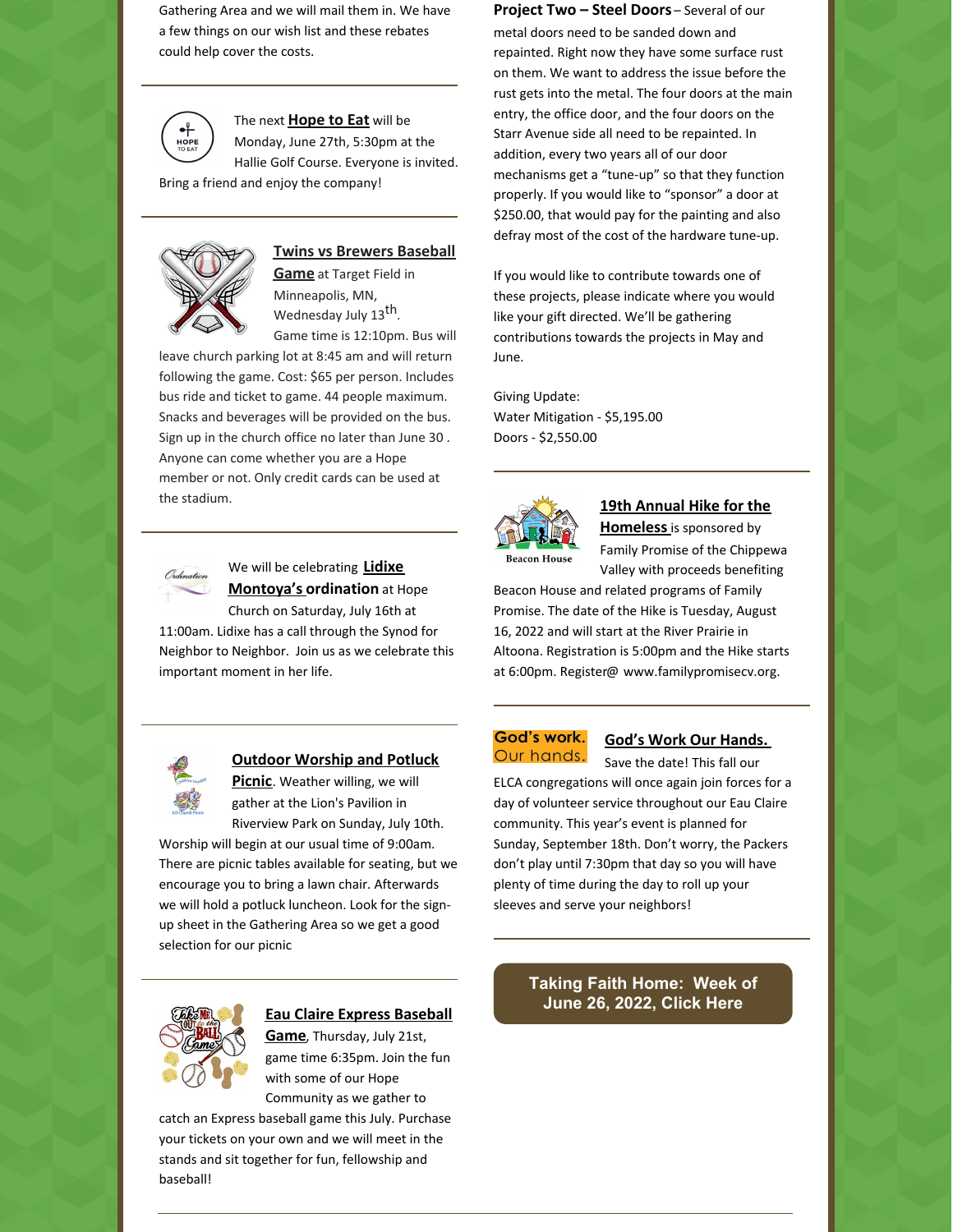Gathering Area and we will mail them in. We have a few things on our wish list and these rebates could help cover the costs.

---

The next **Hope to Eat** will be Monday, June 27th, 5:30pm at the Hallie Golf Course. Everyone is invited. Bring a friend and enjoy the company!

---

**Twins vs Brewers Baseball Game** at Target Field in Minneapolis, MN, Wednesday July 13th. Game time is 12:10pm. Bus will leave church parking lot at 8:45 am and will return following the game. Cost: $65 per person. Includes bus ride and ticket to game. 44 people maximum. Snacks and beverages will be provided on the bus. Sign up in the church office no later than June 30 . Anyone can come whether you are a Hope member or not. Only credit cards can be used at the stadium.

---

We will be celebrating **Lidixe Montoya's ordination** at Hope Church on Saturday, July 16th at 11:00am. Lidixe has a call through the Synod for Neighbor to Neighbor. Join us as we celebrate this important moment in her life.

---

**Outdoor Worship and Potluck Picnic**. Weather willing, we will gather at the Lion's Pavilion in Riverview Park on Sunday, July 10th. Worship will begin at our usual time of 9:00am. There are picnic tables available for seating, but we encourage you to bring a lawn chair. Afterwards we will hold a potluck luncheon. Look for the sign-up sheet in the Gathering Area so we get a good selection for our picnic

---

**Eau Claire Express Baseball Game**, Thursday, July 21st, game time 6:35pm. Join the fun with some of our Hope Community as we gather to catch an Express baseball game this July. Purchase your tickets on your own and we will meet in the stands and sit together for fun, fellowship and baseball!

---

**Project Two – Steel Doors** – Several of our metal doors need to be sanded down and repainted. Right now they have some surface rust on them. We want to address the issue before the rust gets into the metal. The four doors at the main entry, the office door, and the four doors on the Starr Avenue side all need to be repainted. In addition, every two years all of our door mechanisms get a "tune-up" so that they function properly. If you would like to "sponsor" a door at $250.00, that would pay for the painting and also defray most of the cost of the hardware tune-up.

If you would like to contribute towards one of these projects, please indicate where you would like your gift directed. We'll be gathering contributions towards the projects in May and June.

Giving Update:
Water Mitigation - $5,195.00
Doors - $2,550.00

---

Beacon House

**19th Annual Hike for the Homeless** is sponsored by Family Promise of the Chippewa Valley with proceeds benefiting Beacon House and related programs of Family Promise. The date of the Hike is Tuesday, August 16, 2022 and will start at the River Prairie in Altoona. Registration is 5:00pm and the Hike starts at 6:00pm. Register@ www.familypromisecv.org.

---

God's work. Our hands.

**God's Work Our Hands.** Save the date! This fall our ELCA congregations will once again join forces for a day of volunteer service throughout our Eau Claire community. This year's event is planned for Sunday, September 18th. Don't worry, the Packers don't play until 7:30pm that day so you will have plenty of time during the day to roll up your sleeves and serve your neighbors!

---

**Taking Faith Home: Week of June 26, 2022, Click Here**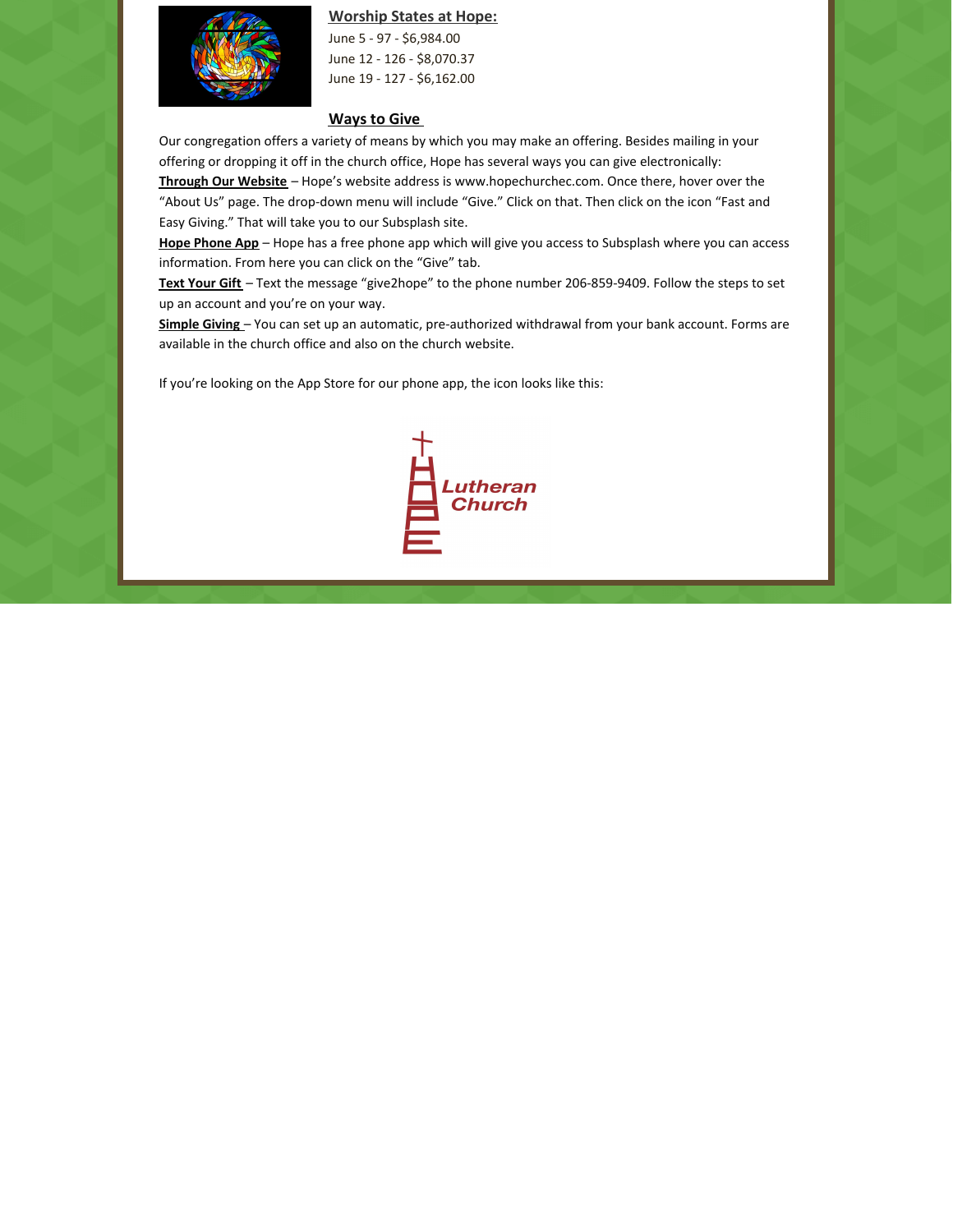## Worship States at Hope:

June 5 - 97 - $6,984.00
June 12 - 126 - $8,070.37
June 19 - 127 - $6,162.00

## Ways to Give

Our congregation offers a variety of means by which you may make an offering. Besides mailing in your offering or dropping it off in the church office, Hope has several ways you can give electronically:

**Through Our Website** – Hope's website address is www.hopechurchec.com. Once there, hover over the "About Us" page. The drop-down menu will include "Give." Click on that. Then click on the icon "Fast and Easy Giving." That will take you to our Subsplash site.

**Hope Phone App** – Hope has a free phone app which will give you access to Subsplash where you can access information. From here you can click on the "Give" tab.

**Text Your Gift** – Text the message "give2hope" to the phone number 206-859-9409. Follow the steps to set up an account and you're on your way.

**Simple Giving** – You can set up an automatic, pre-authorized withdrawal from your bank account. Forms are available in the church office and also on the church website.

If you're looking on the App Store for our phone app, the icon looks like this:

HOPE Lutheran Church